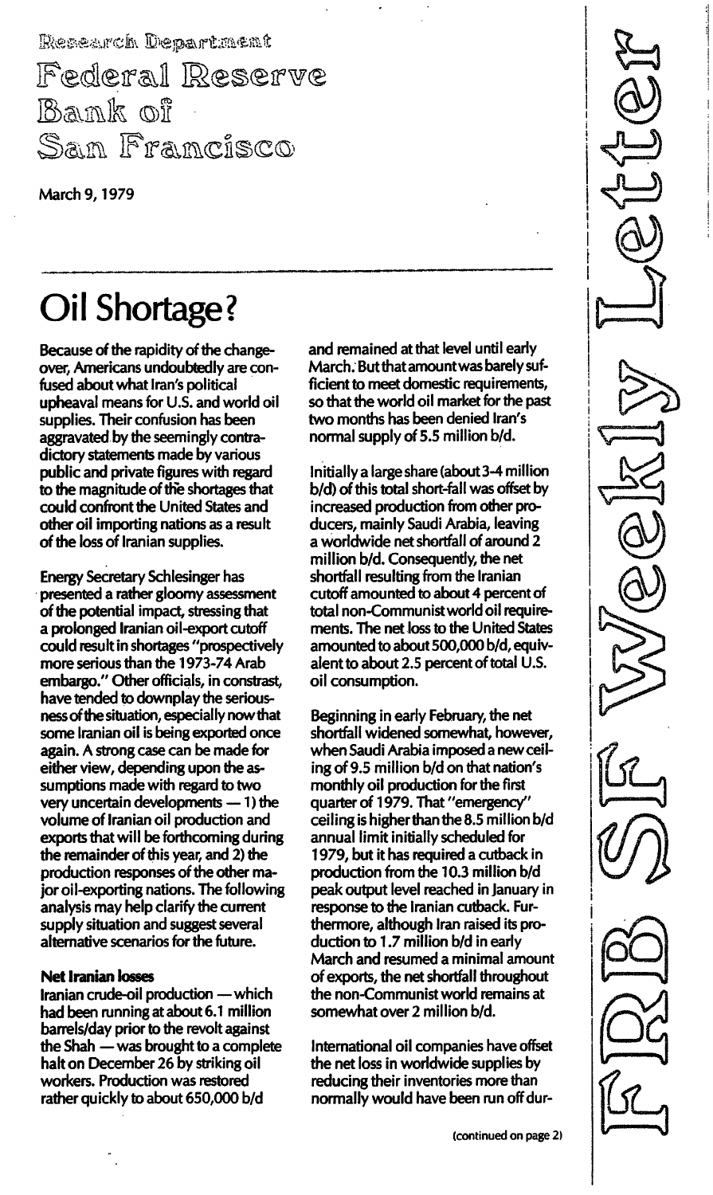Research Department

Federal Reserve Bank of San Francisco

March 9, 1979

FRB SF Weekly Letter

# Oil Shortage?

Because of the rapidity of the changeover, Americans undoubtedly are confused about what Iran's political upheaval means for U.S. and world oil supplies. Their confusion has been aggravated by the seemingly contradictory statements made by various public and private figures with regard to the magnitude of the shortages that could confront the United States and other oil importing nations as a result of the loss of Iranian supplies.

Energy Secretary Schlesinger has presented a rather gloomy assessment of the potential impact, stressing that a prolonged Iranian oil-export cutoff could result in shortages "prospectively more serious than the 1973-74 Arab embargo." Other officials, in constrast, have tended to downplay the seriousness of the situation, especially now that some Iranian oil is being exported once again. A strong case can be made for either view, depending upon the assumptions made with regard to two very uncertain developments — 1) the volume of Iranian oil production and exports that will be forthcoming during the remainder of this year, and 2) the production responses of the other major oil-exporting nations. The following analysis may help clarify the current supply situation and suggest several alternative scenarios for the future.

**Net Iranian losses**

Iranian crude-oil production — which had been running at about 6.1 million barrels/day prior to the revolt against the Shah — was brought to a complete halt on December 26 by striking oil workers. Production was restored rather quickly to about 650,000 b/d and remained at that level until early March. But that amount was barely sufficient to meet domestic requirements, so that the world oil market for the past two months has been denied Iran's normal supply of 5.5 million b/d.

Initially a large share (about 3-4 million b/d) of this total short-fall was offset by increased production from other producers, mainly Saudi Arabia, leaving a worldwide net shortfall of around 2 million b/d. Consequently, the net shortfall resulting from the Iranian cutoff amounted to about 4 percent of total non-Communist world oil requirements. The net loss to the United States amounted to about 500,000 b/d, equivalent to about 2.5 percent of total U.S. oil consumption.

Beginning in early February, the net shortfall widened somewhat, however, when Saudi Arabia imposed a new ceiling of 9.5 million b/d on that nation's monthly oil production for the first quarter of 1979. That "emergency" ceiling is higher than the 8.5 million b/d annual limit initially scheduled for 1979, but it has required a cutback in production from the 10.3 million b/d peak output level reached in January in response to the Iranian cutback. Furthermore, although Iran raised its production to 1.7 million b/d in early March and resumed a minimal amount of exports, the net shortfall throughout the non-Communist world remains at somewhat over 2 million b/d.

International oil companies have offset the net loss in worldwide supplies by reducing their inventories more than normally would have been run off dur-

(continued on page 2)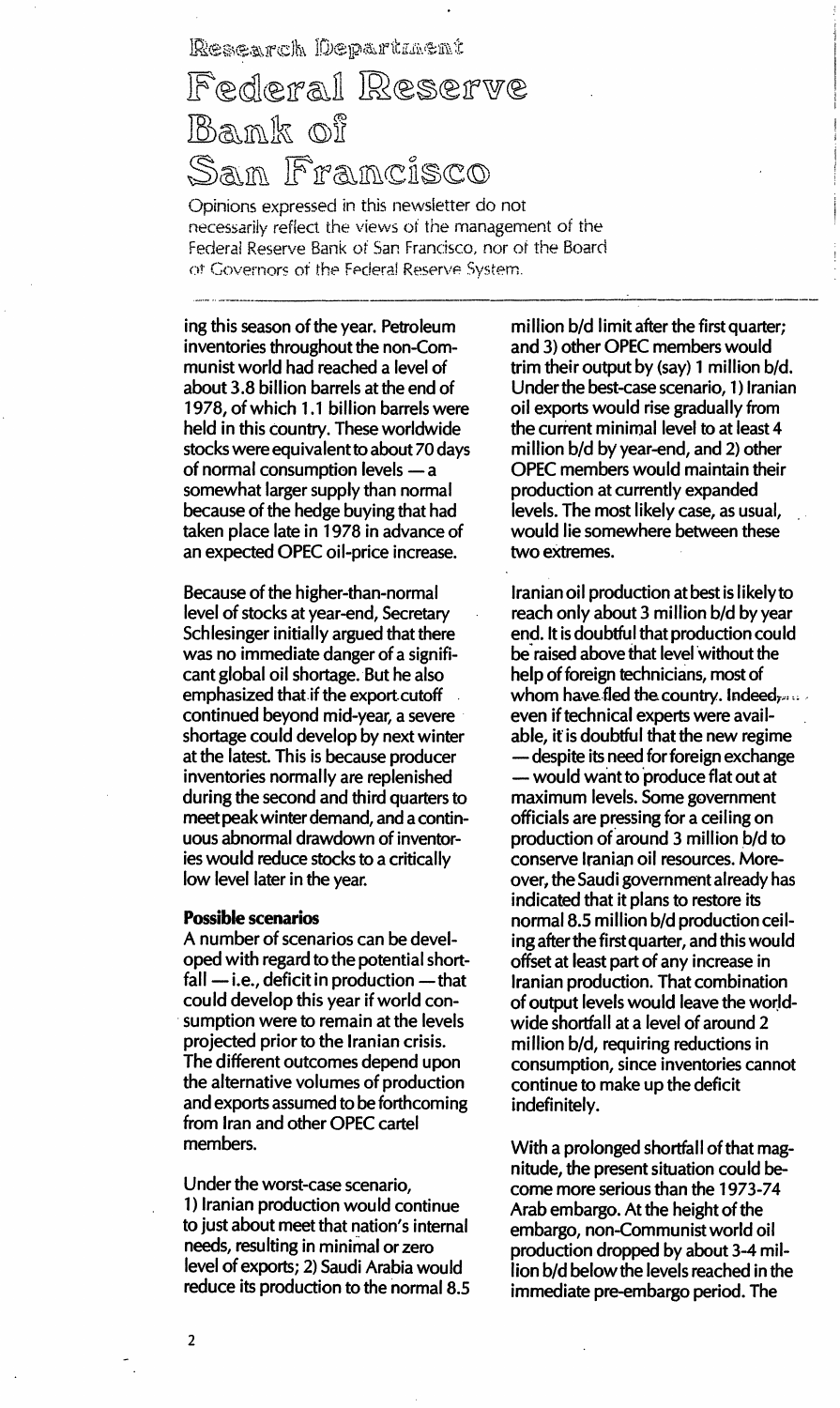# Research Department
# Federal Reserve Bank of San Francisco

Opinions expressed in this newsletter do not necessarily reflect the views of the management of the Federal Reserve Bank of San Francisco, nor of the Board of Governors of the Federal Reserve System.

ing this season of the year. Petroleum inventories throughout the non-Communist world had reached a level of about 3.8 billion barrels at the end of 1978, of which 1.1 billion barrels were held in this country. These worldwide stocks were equivalent to about 70 days of normal consumption levels — a somewhat larger supply than normal because of the hedge buying that had taken place late in 1978 in advance of an expected OPEC oil-price increase.

Because of the higher-than-normal level of stocks at year-end, Secretary Schlesinger initially argued that there was no immediate danger of a significant global oil shortage. But he also emphasized that if the export cutoff continued beyond mid-year, a severe shortage could develop by next winter at the latest. This is because producer inventories normally are replenished during the second and third quarters to meet peak winter demand, and a continuous abnormal drawdown of inventories would reduce stocks to a critically low level later in the year.

**Possible scenarios**

A number of scenarios can be developed with regard to the potential shortfall — i.e., deficit in production — that could develop this year if world consumption were to remain at the levels projected prior to the Iranian crisis. The different outcomes depend upon the alternative volumes of production and exports assumed to be forthcoming from Iran and other OPEC cartel members.

Under the worst-case scenario, 1) Iranian production would continue to just about meet that nation's internal needs, resulting in minimal or zero level of exports; 2) Saudi Arabia would reduce its production to the normal 8.5 million b/d limit after the first quarter; and 3) other OPEC members would trim their output by (say) 1 million b/d. Under the best-case scenario, 1) Iranian oil exports would rise gradually from the current minimal level to at least 4 million b/d by year-end, and 2) other OPEC members would maintain their production at currently expanded levels. The most likely case, as usual, would lie somewhere between these two extremes.

Iranian oil production at best is likely to reach only about 3 million b/d by year end. It is doubtful that production could be raised above that level without the help of foreign technicians, most of whom have fled the country. Indeed, even if technical experts were available, it is doubtful that the new regime — despite its need for foreign exchange — would want to produce flat out at maximum levels. Some government officials are pressing for a ceiling on production of around 3 million b/d to conserve Iranian oil resources. Moreover, the Saudi government already has indicated that it plans to restore its normal 8.5 million b/d production ceiling after the first quarter, and this would offset at least part of any increase in Iranian production. That combination of output levels would leave the worldwide shortfall at a level of around 2 million b/d, requiring reductions in consumption, since inventories cannot continue to make up the deficit indefinitely.

With a prolonged shortfall of that magnitude, the present situation could become more serious than the 1973-74 Arab embargo. At the height of the embargo, non-Communist world oil production dropped by about 3-4 million b/d below the levels reached in the immediate pre-embargo period. The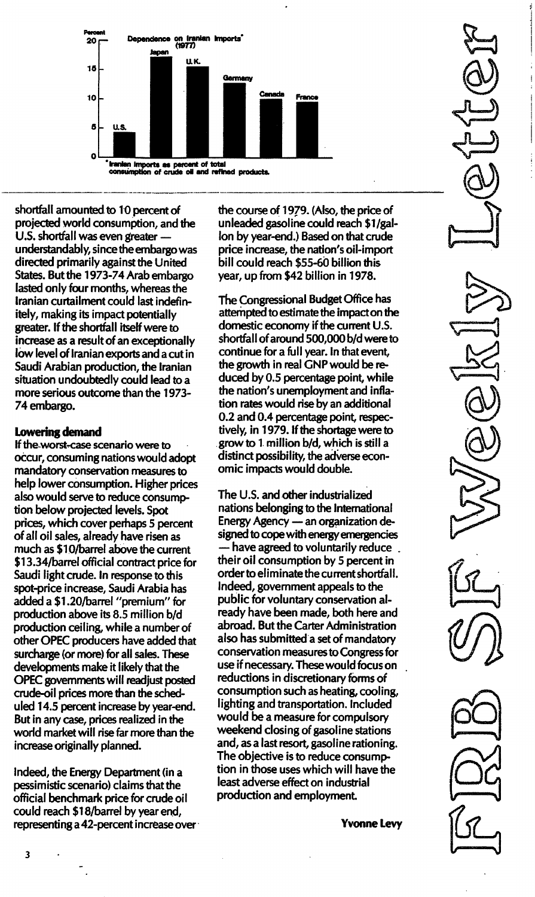**Dependence on Iranian Imports*** (1977)

Percent: U.S. ~4; Japan ~18; U.K. ~16; Germany ~13; Canada ~10; France ~10

*Iranian imports as percent of total consumption of crude oil and refined products.

shortfall amounted to 10 percent of projected world consumption, and the U.S. shortfall was even greater — understandably, since the embargo was directed primarily against the United States. But the 1973-74 Arab embargo lasted only four months, whereas the Iranian curtailment could last indefinitely, making its impact potentially greater. If the shortfall itself were to increase as a result of an exceptionally low level of Iranian exports and a cut in Saudi Arabian production, the Iranian situation undoubtedly could lead to a more serious outcome than the 1973-74 embargo.

**Lowering demand**

If the worst-case scenario were to occur, consuming nations would adopt mandatory conservation measures to help lower consumption. Higher prices also would serve to reduce consumption below projected levels. Spot prices, which cover perhaps 5 percent of all oil sales, already have risen as much as $10/barrel above the current $13.34/barrel official contract price for Saudi light crude. In response to this spot-price increase, Saudi Arabia has added a $1.20/barrel "premium" for production above its 8.5 million b/d production ceiling, while a number of other OPEC producers have added that surcharge (or more) for all sales. These developments make it likely that the OPEC governments will readjust posted crude-oil prices more than the scheduled 14.5 percent increase by year-end. But in any case, prices realized in the world market will rise far more than the increase originally planned.

Indeed, the Energy Department (in a pessimistic scenario) claims that the official benchmark price for crude oil could reach $18/barrel by year end, representing a 42-percent increase over the course of 1979. (Also, the price of unleaded gasoline could reach $1/gallon by year-end.) Based on that crude price increase, the nation's oil-import bill could reach $55-60 billion this year, up from $42 billion in 1978.

The Congressional Budget Office has attempted to estimate the impact on the domestic economy if the current U.S. shortfall of around 500,000 b/d were to continue for a full year. In that event, the growth in real GNP would be reduced by 0.5 percentage point, while the nation's unemployment and inflation rates would rise by an additional 0.2 and 0.4 percentage point, respectively, in 1979. If the shortage were to grow to 1 million b/d, which is still a distinct possibility, the adverse economic impacts would double.

The U.S. and other industrialized nations belonging to the International Energy Agency — an organization designed to cope with energy emergencies — have agreed to voluntarily reduce their oil consumption by 5 percent in order to eliminate the current shortfall. Indeed, government appeals to the public for voluntary conservation already have been made, both here and abroad. But the Carter Administration also has submitted a set of mandatory conservation measures to Congress for use if necessary. These would focus on reductions in discretionary forms of consumption such as heating, cooling, lighting and transportation. Included would be a measure for compulsory weekend closing of gasoline stations and, as a last resort, gasoline rationing. The objective is to reduce consumption in those uses which will have the least adverse effect on industrial production and employment.

**Yvonne Levy**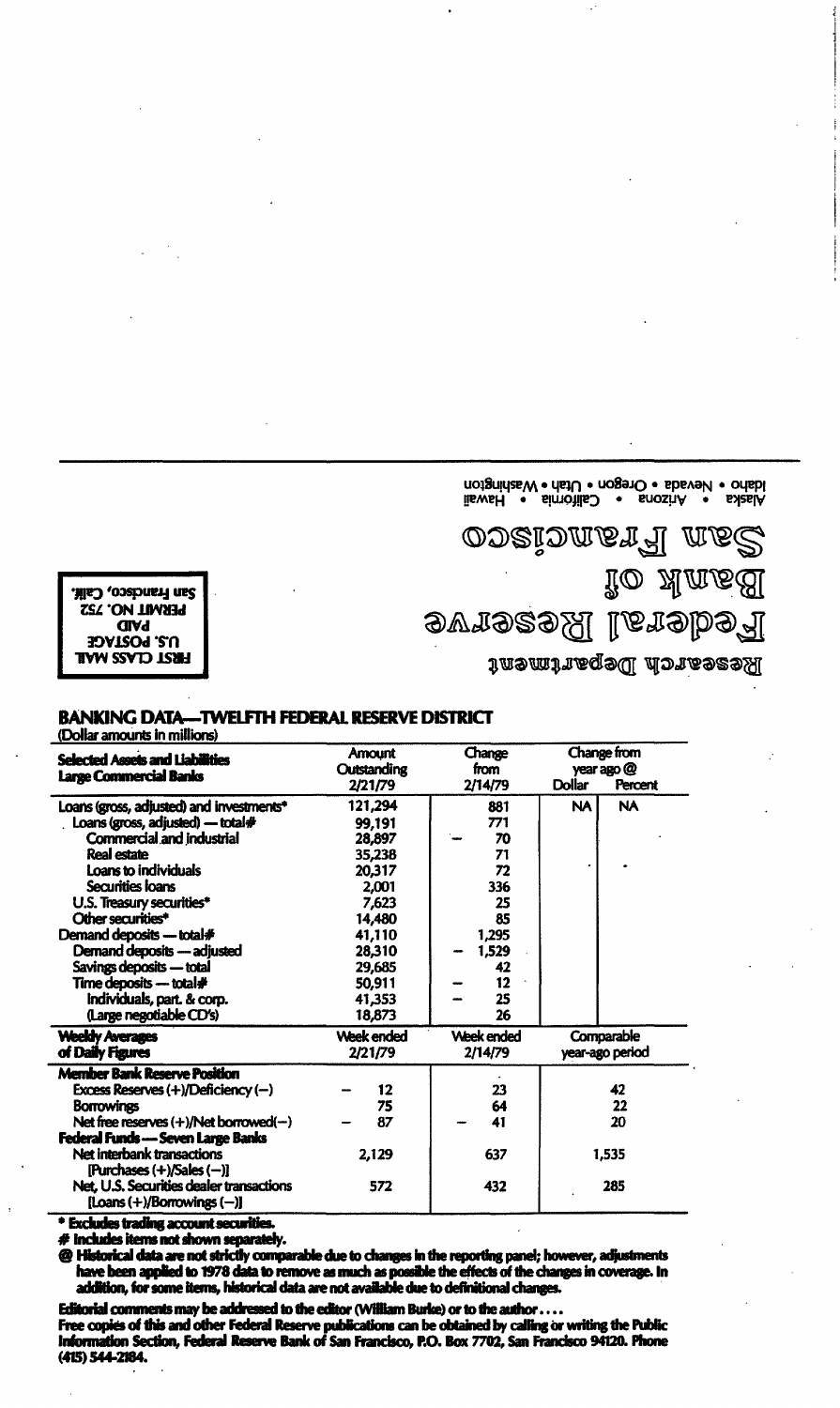Research Department

Federal Reserve Bank of San Francisco

Alaska • Arizona • California • Hawaii
Idaho • Nevada • Oregon • Utah • Washington

FIRST CLASS MAIL
U.S. POSTAGE
PAID
PERMIT NO. 752
San Francisco, Calif.

## BANKING DATA—TWELFTH FEDERAL RESERVE DISTRICT

(Dollar amounts in millions)

| Selected Assets and Liabilities Large Commercial Banks | Amount Outstanding 2/21/79 | Change from 2/14/79 | Change from year ago @ | |
|---|---|---|---|---|
| | | | Dollar | Percent |
| Loans (gross, adjusted) and investments* | 121,294 | 881 | NA | NA |
| Loans (gross, adjusted) — total# | 99,191 | 771 | | |
| Commercial and industrial | 28,897 | − 70 | | |
| Real estate | 35,238 | 71 | | |
| Loans to individuals | 20,317 | 72 | | |
| Securities loans | 2,001 | 336 | | |
| U.S. Treasury securities* | 7,623 | 25 | | |
| Other securities* | 14,480 | 85 | | |
| Demand deposits — total# | 41,110 | 1,295 | | |
| Demand deposits — adjusted | 28,310 | − 1,529 | | |
| Savings deposits — total | 29,685 | 42 | | |
| Time deposits — total# | 50,911 | − 12 | | |
| Individuals, part. & corp. | 41,353 | − 25 | | |
| (Large negotiable CD's) | 18,873 | − 26 | | |

| Weekly Averages of Daily Figures | Week ended 2/21/79 | Week ended 2/14/79 | Comparable year-ago period |
|---|---|---|---|
| **Member Bank Reserve Position** | | | |
| Excess Reserves (+)/Deficiency (−) | − 12 | 23 | 42 |
| Borrowings | 75 | 64 | 22 |
| Net free reserves (+)/Net borrowed(−) | − 87 | − 41 | 20 |
| **Federal Funds — Seven Large Banks** | | | |
| Net interbank transactions [Purchases (+)/Sales (−)] | 2,129 | 637 | 1,535 |
| Net, U.S. Securities dealer transactions [Loans (+)/Borrowings (−)] | 572 | 432 | 285 |

**\* Excludes trading account securities.**
**# Includes items not shown separately.**
**@ Historical data are not strictly comparable due to changes in the reporting panel; however, adjustments have been applied to 1978 data to remove as much as possible the effects of the changes in coverage. In addition, for some items, historical data are not available due to definitional changes.**

**Editorial comments may be addressed to the editor (William Burke) or to the author . . . .**
**Free copies of this and other Federal Reserve publications can be obtained by calling or writing the Public Information Section, Federal Reserve Bank of San Francisco, P.O. Box 7702, San Francisco 94120. Phone (415) 544-2184.**